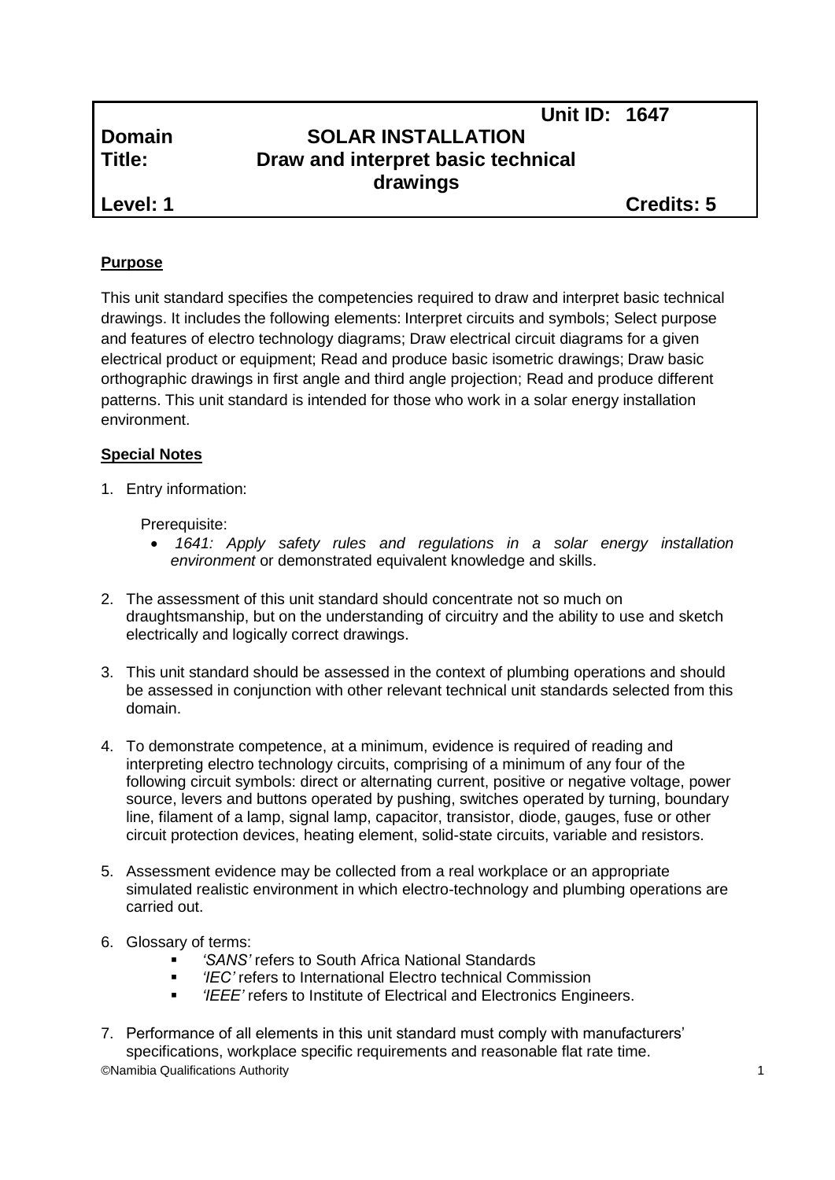| | | |
|---|---|---|
| | | **Unit ID: 1647** |
| **Domain** | **SOLAR INSTALLATION** | |
| **Title:** | **Draw and interpret basic technical drawings** | |
| **Level: 1** | | **Credits: 5** |

**Purpose**

This unit standard specifies the competencies required to draw and interpret basic technical drawings. It includes the following elements: Interpret circuits and symbols; Select purpose and features of electro technology diagrams; Draw electrical circuit diagrams for a given electrical product or equipment; Read and produce basic isometric drawings; Draw basic orthographic drawings in first angle and third angle projection; Read and produce different patterns. This unit standard is intended for those who work in a solar energy installation environment.

**Special Notes**

1. Entry information:

   Prerequisite:
   - *1641: Apply safety rules and regulations in a solar energy installation environment* or demonstrated equivalent knowledge and skills.

2. The assessment of this unit standard should concentrate not so much on draughtsmanship, but on the understanding of circuitry and the ability to use and sketch electrically and logically correct drawings.

3. This unit standard should be assessed in the context of plumbing operations and should be assessed in conjunction with other relevant technical unit standards selected from this domain.

4. To demonstrate competence, at a minimum, evidence is required of reading and interpreting electro technology circuits, comprising of a minimum of any four of the following circuit symbols: direct or alternating current, positive or negative voltage, power source, levers and buttons operated by pushing, switches operated by turning, boundary line, filament of a lamp, signal lamp, capacitor, transistor, diode, gauges, fuse or other circuit protection devices, heating element, solid-state circuits, variable and resistors.

5. Assessment evidence may be collected from a real workplace or an appropriate simulated realistic environment in which electro-technology and plumbing operations are carried out.

6. Glossary of terms:
   - *'SANS'* refers to South Africa National Standards
   - *'IEC'* refers to International Electro technical Commission
   - *'IEEE'* refers to Institute of Electrical and Electronics Engineers.

7. Performance of all elements in this unit standard must comply with manufacturers' specifications, workplace specific requirements and reasonable flat rate time.

©Namibia Qualifications Authority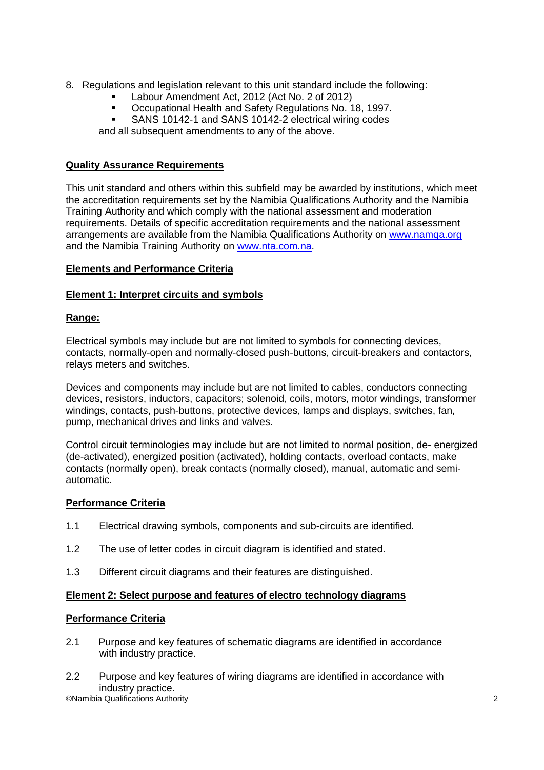8. Regulations and legislation relevant to this unit standard include the following:
   - Labour Amendment Act, 2012 (Act No. 2 of 2012)
   - Occupational Health and Safety Regulations No. 18, 1997.
   - SANS 10142-1 and SANS 10142-2 electrical wiring codes

   and all subsequent amendments to any of the above.

**Quality Assurance Requirements**

This unit standard and others within this subfield may be awarded by institutions, which meet the accreditation requirements set by the Namibia Qualifications Authority and the Namibia Training Authority and which comply with the national assessment and moderation requirements. Details of specific accreditation requirements and the national assessment arrangements are available from the Namibia Qualifications Authority on [www.namqa.org](http://www.namqa.org) and the Namibia Training Authority on [www.nta.com.na](http://www.nta.com.na).

**Elements and Performance Criteria**

**Element 1: Interpret circuits and symbols**

**Range:**

Electrical symbols may include but are not limited to symbols for connecting devices, contacts, normally-open and normally-closed push-buttons, circuit-breakers and contactors, relays meters and switches.

Devices and components may include but are not limited to cables, conductors connecting devices, resistors, inductors, capacitors; solenoid, coils, motors, motor windings, transformer windings, contacts, push-buttons, protective devices, lamps and displays, switches, fan, pump, mechanical drives and links and valves.

Control circuit terminologies may include but are not limited to normal position, de- energized (de-activated), energized position (activated), holding contacts, overload contacts, make contacts (normally open), break contacts (normally closed), manual, automatic and semi-automatic.

**Performance Criteria**

1.1 Electrical drawing symbols, components and sub-circuits are identified.

1.2 The use of letter codes in circuit diagram is identified and stated.

1.3 Different circuit diagrams and their features are distinguished.

**Element 2: Select purpose and features of electro technology diagrams**

**Performance Criteria**

2.1 Purpose and key features of schematic diagrams are identified in accordance with industry practice.

2.2 Purpose and key features of wiring diagrams are identified in accordance with industry practice.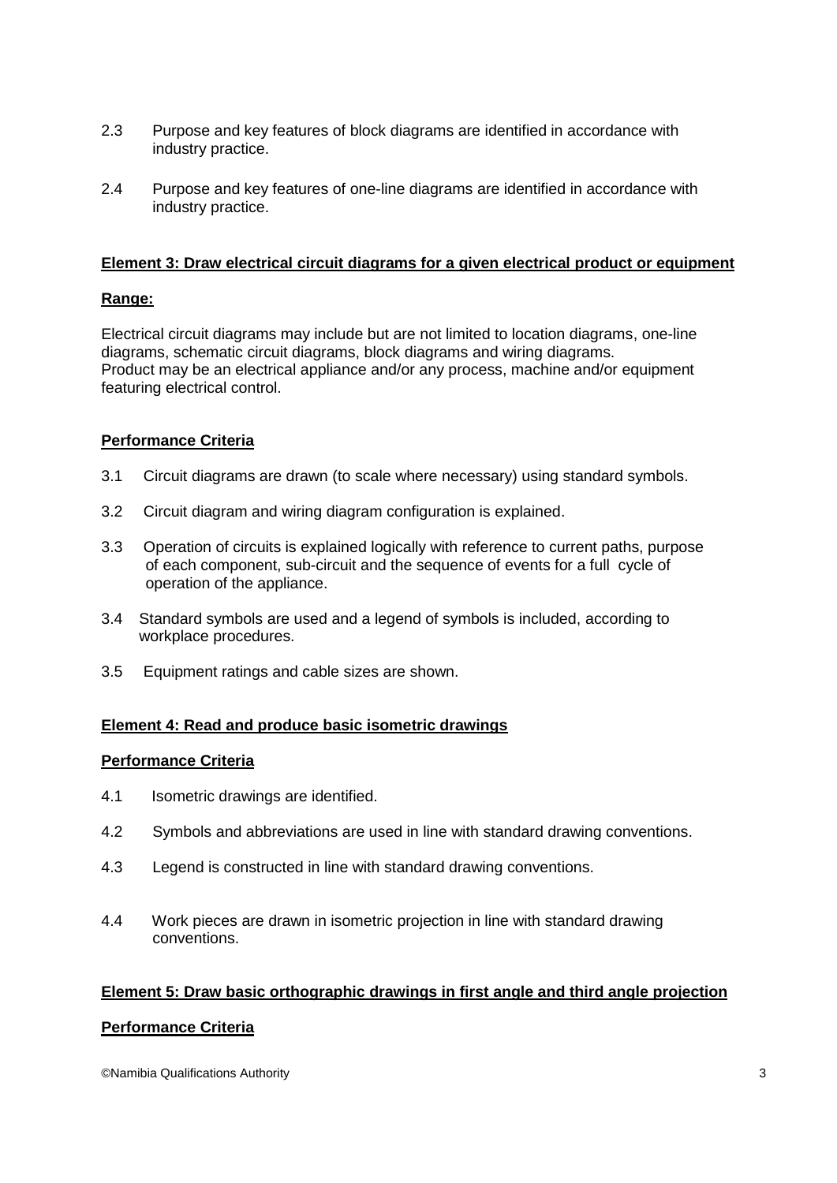2.3 Purpose and key features of block diagrams are identified in accordance with industry practice.

2.4 Purpose and key features of one-line diagrams are identified in accordance with industry practice.

**Element 3: Draw electrical circuit diagrams for a given electrical product or equipment**

**Range:**

Electrical circuit diagrams may include but are not limited to location diagrams, one-line diagrams, schematic circuit diagrams, block diagrams and wiring diagrams.
Product may be an electrical appliance and/or any process, machine and/or equipment featuring electrical control.

**Performance Criteria**

3.1 Circuit diagrams are drawn (to scale where necessary) using standard symbols.

3.2 Circuit diagram and wiring diagram configuration is explained.

3.3 Operation of circuits is explained logically with reference to current paths, purpose of each component, sub-circuit and the sequence of events for a full cycle of operation of the appliance.

3.4 Standard symbols are used and a legend of symbols is included, according to workplace procedures.

3.5 Equipment ratings and cable sizes are shown.

**Element 4: Read and produce basic isometric drawings**

**Performance Criteria**

4.1 Isometric drawings are identified.

4.2 Symbols and abbreviations are used in line with standard drawing conventions.

4.3 Legend is constructed in line with standard drawing conventions.

4.4 Work pieces are drawn in isometric projection in line with standard drawing conventions.

**Element 5: Draw basic orthographic drawings in first angle and third angle projection**

**Performance Criteria**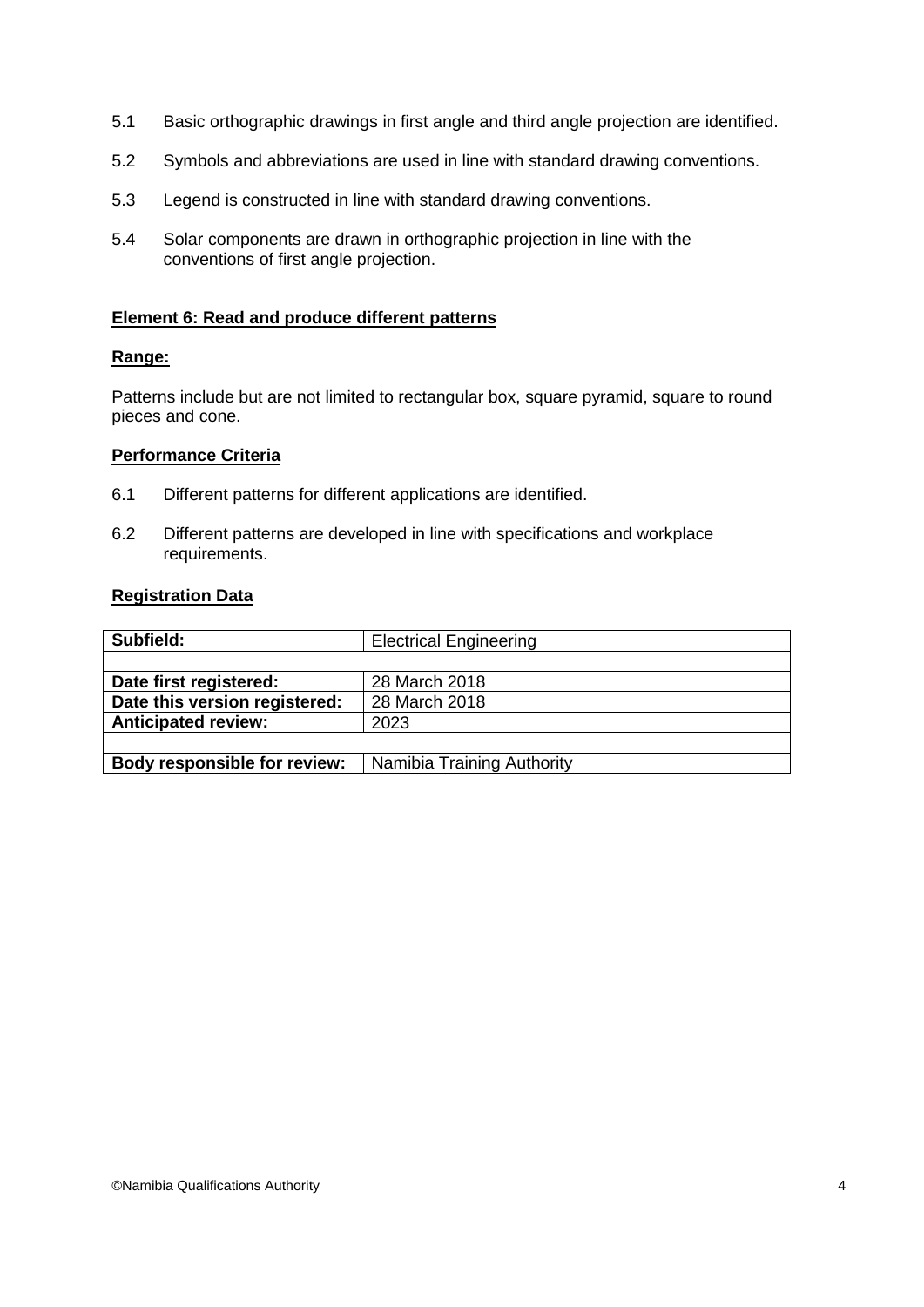5.1 Basic orthographic drawings in first angle and third angle projection are identified.

5.2 Symbols and abbreviations are used in line with standard drawing conventions.

5.3 Legend is constructed in line with standard drawing conventions.

5.4 Solar components are drawn in orthographic projection in line with the conventions of first angle projection.

**Element 6: Read and produce different patterns**

**Range:**

Patterns include but are not limited to rectangular box, square pyramid, square to round pieces and cone.

**Performance Criteria**

6.1 Different patterns for different applications are identified.

6.2 Different patterns are developed in line with specifications and workplace requirements.

**Registration Data**

| | |
|---|---|
| **Subfield:** | Electrical Engineering |
| | |
| **Date first registered:** | 28 March 2018 |
| **Date this version registered:** | 28 March 2018 |
| **Anticipated review:** | 2023 |
| | |
| **Body responsible for review:** | Namibia Training Authority |

©Namibia Qualifications Authority